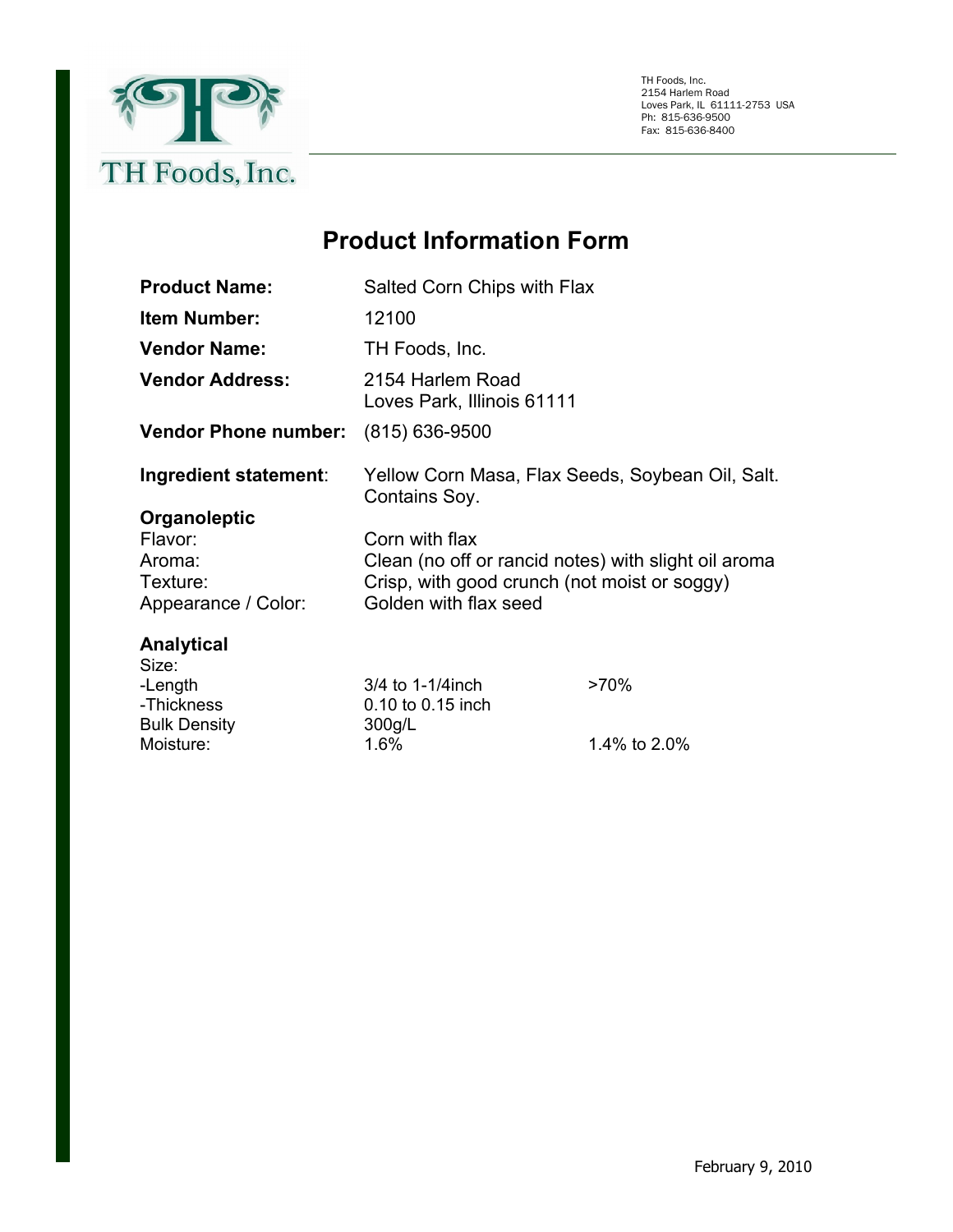TH Foods, Inc.

TH Foods, Inc.
2154 Harlem Road
Loves Park, IL 61111-2753 USA
Ph: 815-636-9500
Fax: 815-636-8400

# Product Information Form

**Product Name:** Salted Corn Chips with Flax

**Item Number:** 12100

**Vendor Name:** TH Foods, Inc.

**Vendor Address:** 2154 Harlem Road
Loves Park, Illinois 61111

**Vendor Phone number:** (815) 636-9500

**Ingredient statement**: Yellow Corn Masa, Flax Seeds, Soybean Oil, Salt. Contains Soy.

**Organoleptic**

| | |
|---|---|
| Flavor: | Corn with flax |
| Aroma: | Clean (no off or rancid notes) with slight oil aroma |
| Texture: | Crisp, with good crunch (not moist or soggy) |
| Appearance / Color: | Golden with flax seed |

**Analytical**

| | | |
|---|---|---|
| Size: | | |
| -Length | 3/4 to 1-1/4inch | >70% |
| -Thickness | 0.10 to 0.15 inch | |
| Bulk Density | 300g/L | |
| Moisture: | 1.6% | 1.4% to 2.0% |

February 9, 2010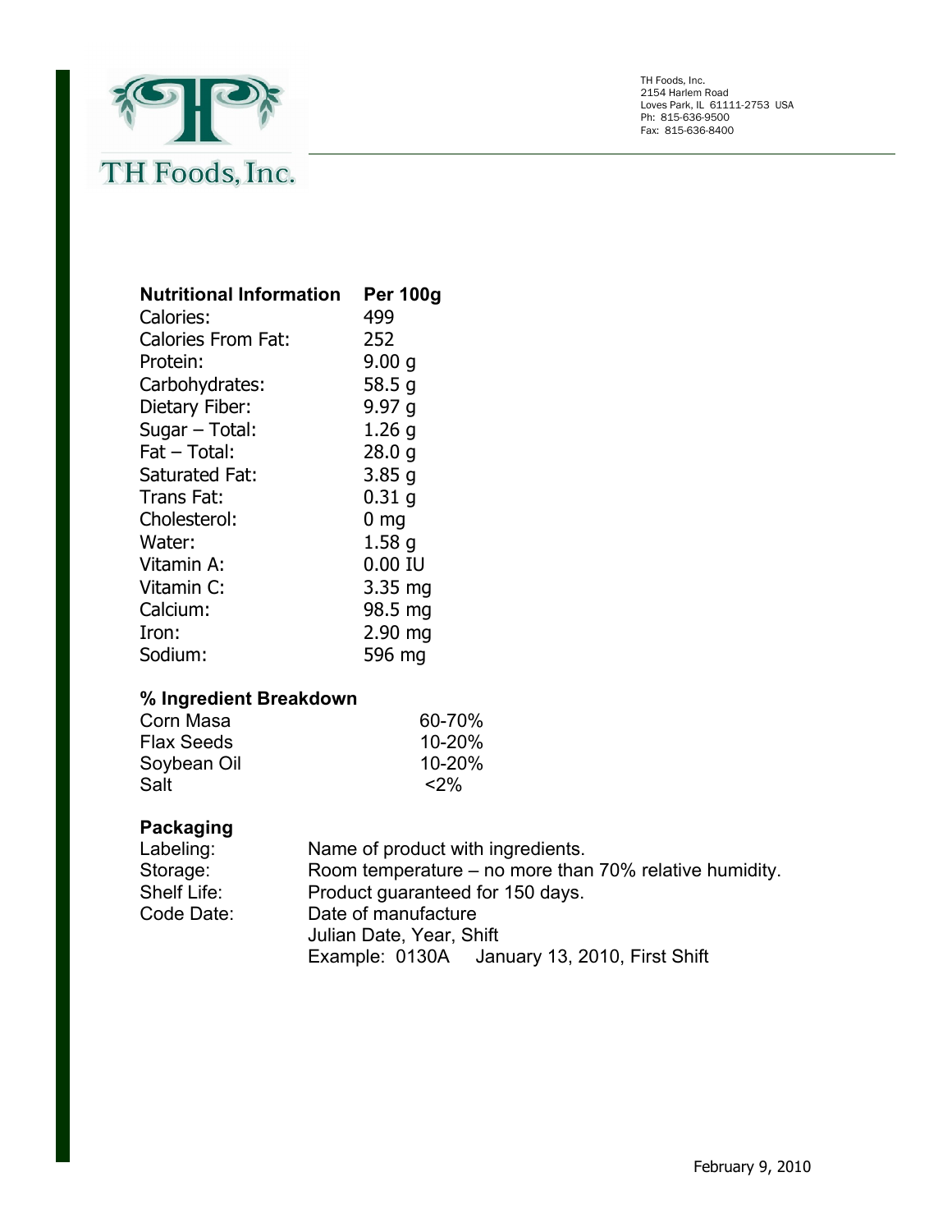TH Foods, Inc.
2154 Harlem Road
Loves Park, IL 61111-2753 USA
Ph: 815-636-9500
Fax: 815-636-8400

| **Nutritional Information** | **Per 100g** |
|---|---|
| Calories: | 499 |
| Calories From Fat: | 252 |
| Protein: | 9.00 g |
| Carbohydrates: | 58.5 g |
| Dietary Fiber: | 9.97 g |
| Sugar – Total: | 1.26 g |
| Fat – Total: | 28.0 g |
| Saturated Fat: | 3.85 g |
| Trans Fat: | 0.31 g |
| Cholesterol: | 0 mg |
| Water: | 1.58 g |
| Vitamin A: | 0.00 IU |
| Vitamin C: | 3.35 mg |
| Calcium: | 98.5 mg |
| Iron: | 2.90 mg |
| Sodium: | 596 mg |

**% Ingredient Breakdown**

| | |
|---|---|
| Corn Masa | 60-70% |
| Flax Seeds | 10-20% |
| Soybean Oil | 10-20% |
| Salt | <2% |

**Packaging**

| | |
|---|---|
| Labeling: | Name of product with ingredients. |
| Storage: | Room temperature – no more than 70% relative humidity. |
| Shelf Life: | Product guaranteed for 150 days. |
| Code Date: | Date of manufacture<br>Julian Date, Year, Shift<br>Example: 0130A January 13, 2010, First Shift |

February 9, 2010